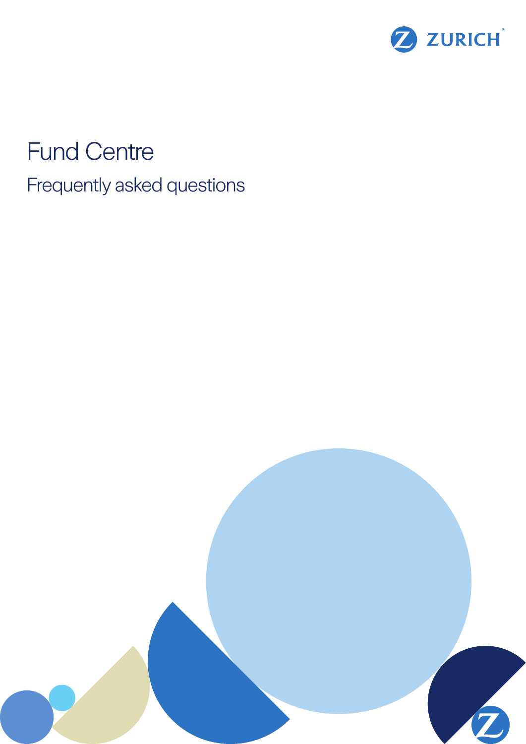ZURICH

# Fund Centre

## Frequently asked questions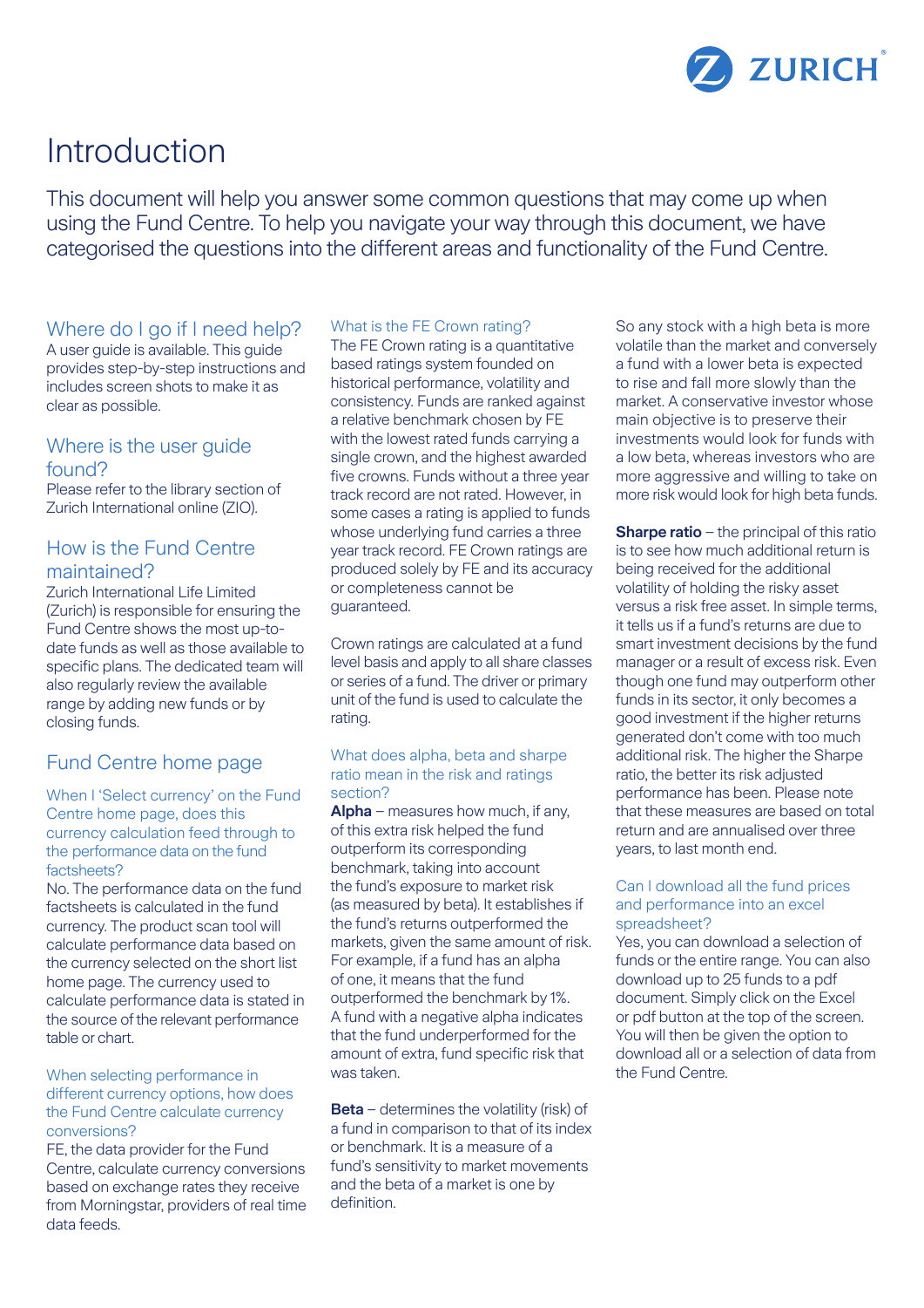# Introduction

This document will help you answer some common questions that may come up when using the Fund Centre. To help you navigate your way through this document, we have categorised the questions into the different areas and functionality of the Fund Centre.

## Where do I go if I need help?

A user guide is available. This guide provides step-by-step instructions and includes screen shots to make it as clear as possible.

## Where is the user guide found?

Please refer to the library section of Zurich International online (ZIO).

## How is the Fund Centre maintained?

Zurich International Life Limited (Zurich) is responsible for ensuring the Fund Centre shows the most up-to-date funds as well as those available to specific plans. The dedicated team will also regularly review the available range by adding new funds or by closing funds.

## Fund Centre home page

### When I 'Select currency' on the Fund Centre home page, does this currency calculation feed through to the performance data on the fund factsheets?

No. The performance data on the fund factsheets is calculated in the fund currency. The product scan tool will calculate performance data based on the currency selected on the short list home page. The currency used to calculate performance data is stated in the source of the relevant performance table or chart.

### When selecting performance in different currency options, how does the Fund Centre calculate currency conversions?

FE, the data provider for the Fund Centre, calculate currency conversions based on exchange rates they receive from Morningstar, providers of real time data feeds.

### What is the FE Crown rating?

The FE Crown rating is a quantitative based ratings system founded on historical performance, volatility and consistency. Funds are ranked against a relative benchmark chosen by FE with the lowest rated funds carrying a single crown, and the highest awarded five crowns. Funds without a three year track record are not rated. However, in some cases a rating is applied to funds whose underlying fund carries a three year track record. FE Crown ratings are produced solely by FE and its accuracy or completeness cannot be guaranteed.

Crown ratings are calculated at a fund level basis and apply to all share classes or series of a fund. The driver or primary unit of the fund is used to calculate the rating.

### What does alpha, beta and sharpe ratio mean in the risk and ratings section?

**Alpha** – measures how much, if any, of this extra risk helped the fund outperform its corresponding benchmark, taking into account the fund's exposure to market risk (as measured by beta). It establishes if the fund's returns outperformed the markets, given the same amount of risk. For example, if a fund has an alpha of one, it means that the fund outperformed the benchmark by 1%. A fund with a negative alpha indicates that the fund underperformed for the amount of extra, fund specific risk that was taken.

**Beta** – determines the volatility (risk) of a fund in comparison to that of its index or benchmark. It is a measure of a fund's sensitivity to market movements and the beta of a market is one by definition.

So any stock with a high beta is more volatile than the market and conversely a fund with a lower beta is expected to rise and fall more slowly than the market. A conservative investor whose main objective is to preserve their investments would look for funds with a low beta, whereas investors who are more aggressive and willing to take on more risk would look for high beta funds.

**Sharpe ratio** – the principal of this ratio is to see how much additional return is being received for the additional volatility of holding the risky asset versus a risk free asset. In simple terms, it tells us if a fund's returns are due to smart investment decisions by the fund manager or a result of excess risk. Even though one fund may outperform other funds in its sector, it only becomes a good investment if the higher returns generated don't come with too much additional risk. The higher the Sharpe ratio, the better its risk adjusted performance has been. Please note that these measures are based on total return and are annualised over three years, to last month end.

### Can I download all the fund prices and performance into an excel spreadsheet?

Yes, you can download a selection of funds or the entire range. You can also download up to 25 funds to a pdf document. Simply click on the Excel or pdf button at the top of the screen. You will then be given the option to download all or a selection of data from the Fund Centre.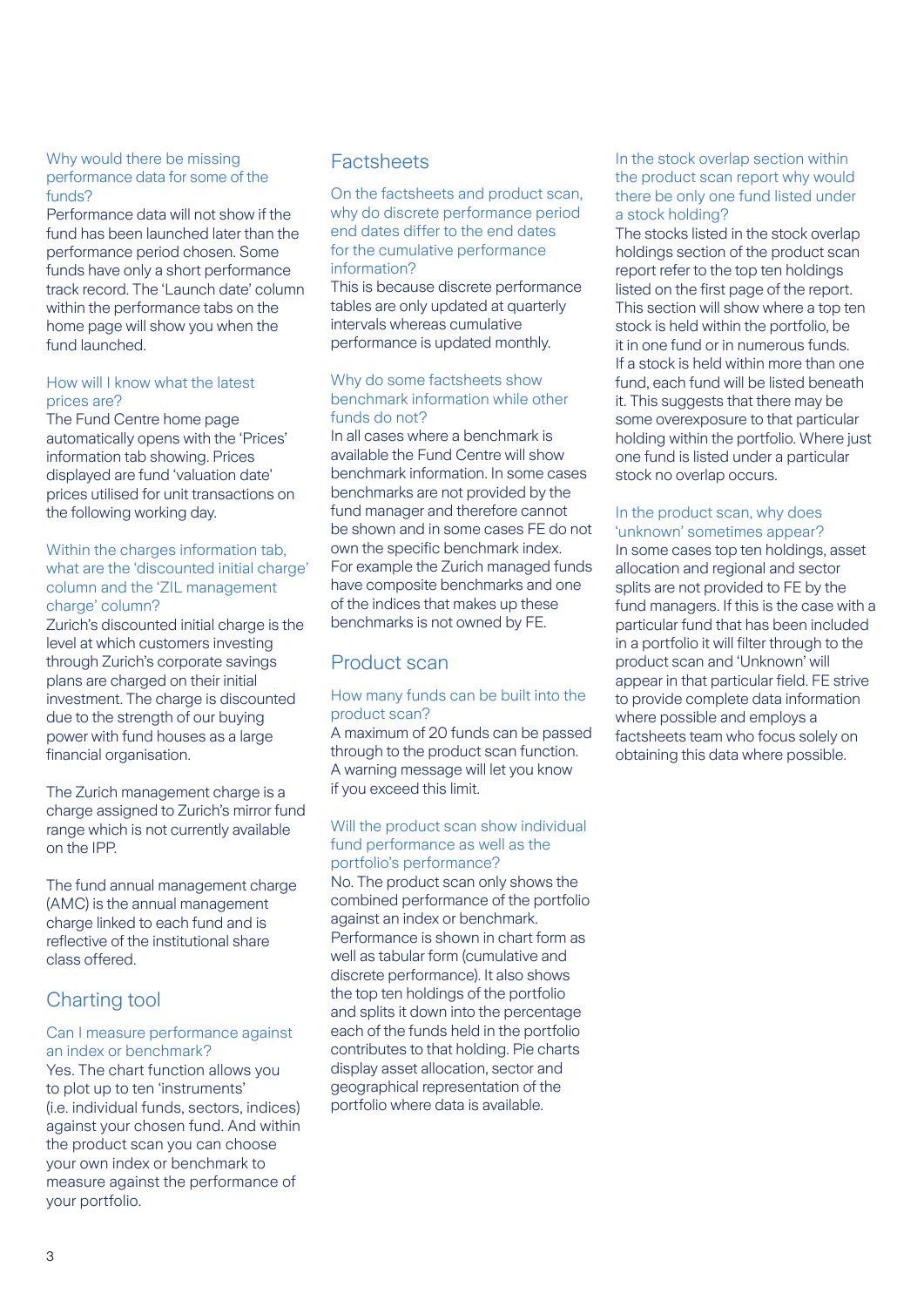### Why would there be missing performance data for some of the funds?

Performance data will not show if the fund has been launched later than the performance period chosen. Some funds have only a short performance track record. The 'Launch date' column within the performance tabs on the home page will show you when the fund launched.

### How will I know what the latest prices are?

The Fund Centre home page automatically opens with the 'Prices' information tab showing. Prices displayed are fund 'valuation date' prices utilised for unit transactions on the following working day.

### Within the charges information tab, what are the 'discounted initial charge' column and the 'ZIL management charge' column?

Zurich's discounted initial charge is the level at which customers investing through Zurich's corporate savings plans are charged on their initial investment. The charge is discounted due to the strength of our buying power with fund houses as a large financial organisation.

The Zurich management charge is a charge assigned to Zurich's mirror fund range which is not currently available on the IPP.

The fund annual management charge (AMC) is the annual management charge linked to each fund and is reflective of the institutional share class offered.

## Charting tool

### Can I measure performance against an index or benchmark?

Yes. The chart function allows you to plot up to ten 'instruments' (i.e. individual funds, sectors, indices) against your chosen fund. And within the product scan you can choose your own index or benchmark to measure against the performance of your portfolio.

## Factsheets

### On the factsheets and product scan, why do discrete performance period end dates differ to the end dates for the cumulative performance information?

This is because discrete performance tables are only updated at quarterly intervals whereas cumulative performance is updated monthly.

### Why do some factsheets show benchmark information while other funds do not?

In all cases where a benchmark is available the Fund Centre will show benchmark information. In some cases benchmarks are not provided by the fund manager and therefore cannot be shown and in some cases FE do not own the specific benchmark index. For example the Zurich managed funds have composite benchmarks and one of the indices that makes up these benchmarks is not owned by FE.

## Product scan

### How many funds can be built into the product scan?

A maximum of 20 funds can be passed through to the product scan function. A warning message will let you know if you exceed this limit.

### Will the product scan show individual fund performance as well as the portfolio's performance?

No. The product scan only shows the combined performance of the portfolio against an index or benchmark. Performance is shown in chart form as well as tabular form (cumulative and discrete performance). It also shows the top ten holdings of the portfolio and splits it down into the percentage each of the funds held in the portfolio contributes to that holding. Pie charts display asset allocation, sector and geographical representation of the portfolio where data is available.

### In the stock overlap section within the product scan report why would there be only one fund listed under a stock holding?

The stocks listed in the stock overlap holdings section of the product scan report refer to the top ten holdings listed on the first page of the report. This section will show where a top ten stock is held within the portfolio, be it in one fund or in numerous funds. If a stock is held within more than one fund, each fund will be listed beneath it. This suggests that there may be some overexposure to that particular holding within the portfolio. Where just one fund is listed under a particular stock no overlap occurs.

### In the product scan, why does 'unknown' sometimes appear?

In some cases top ten holdings, asset allocation and regional and sector splits are not provided to FE by the fund managers. If this is the case with a particular fund that has been included in a portfolio it will filter through to the product scan and 'Unknown' will appear in that particular field. FE strive to provide complete data information where possible and employs a factsheets team who focus solely on obtaining this data where possible.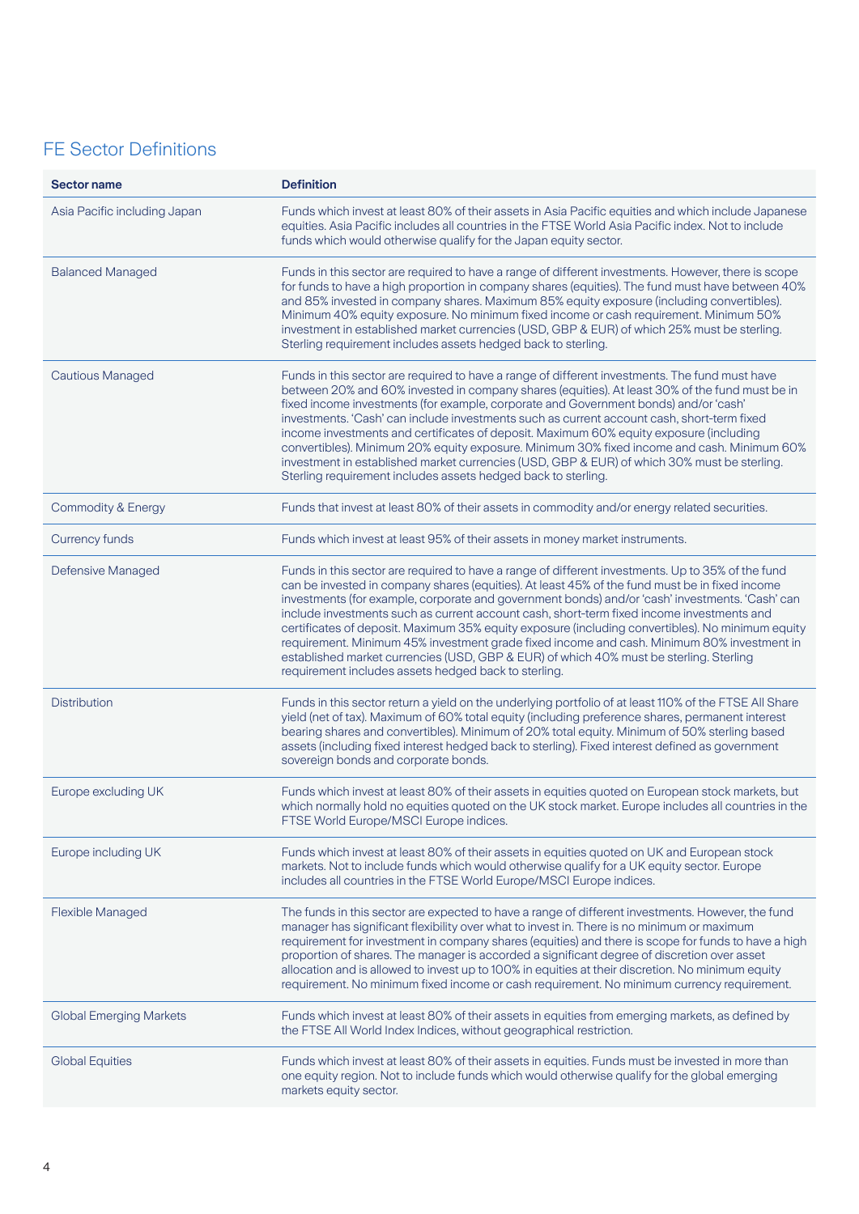## FE Sector Definitions

| Sector name | Definition |
|---|---|
| Asia Pacific including Japan | Funds which invest at least 80% of their assets in Asia Pacific equities and which include Japanese equities. Asia Pacific includes all countries in the FTSE World Asia Pacific index. Not to include funds which would otherwise qualify for the Japan equity sector. |
| Balanced Managed | Funds in this sector are required to have a range of different investments. However, there is scope for funds to have a high proportion in company shares (equities). The fund must have between 40% and 85% invested in company shares. Maximum 85% equity exposure (including convertibles). Minimum 40% equity exposure. No minimum fixed income or cash requirement. Minimum 50% investment in established market currencies (USD, GBP & EUR) of which 25% must be sterling. Sterling requirement includes assets hedged back to sterling. |
| Cautious Managed | Funds in this sector are required to have a range of different investments. The fund must have between 20% and 60% invested in company shares (equities). At least 30% of the fund must be in fixed income investments (for example, corporate and Government bonds) and/or 'cash' investments. 'Cash' can include investments such as current account cash, short-term fixed income investments and certificates of deposit. Maximum 60% equity exposure (including convertibles). Minimum 20% equity exposure. Minimum 30% fixed income and cash. Minimum 60% investment in established market currencies (USD, GBP & EUR) of which 30% must be sterling. Sterling requirement includes assets hedged back to sterling. |
| Commodity & Energy | Funds that invest at least 80% of their assets in commodity and/or energy related securities. |
| Currency funds | Funds which invest at least 95% of their assets in money market instruments. |
| Defensive Managed | Funds in this sector are required to have a range of different investments. Up to 35% of the fund can be invested in company shares (equities). At least 45% of the fund must be in fixed income investments (for example, corporate and government bonds) and/or 'cash' investments. 'Cash' can include investments such as current account cash, short-term fixed income investments and certificates of deposit. Maximum 35% equity exposure (including convertibles). No minimum equity requirement. Minimum 45% investment grade fixed income and cash. Minimum 80% investment in established market currencies (USD, GBP & EUR) of which 40% must be sterling. Sterling requirement includes assets hedged back to sterling. |
| Distribution | Funds in this sector return a yield on the underlying portfolio of at least 110% of the FTSE All Share yield (net of tax). Maximum of 60% total equity (including preference shares, permanent interest bearing shares and convertibles). Minimum of 20% total equity. Minimum of 50% sterling based assets (including fixed interest hedged back to sterling). Fixed interest defined as government sovereign bonds and corporate bonds. |
| Europe excluding UK | Funds which invest at least 80% of their assets in equities quoted on European stock markets, but which normally hold no equities quoted on the UK stock market. Europe includes all countries in the FTSE World Europe/MSCI Europe indices. |
| Europe including UK | Funds which invest at least 80% of their assets in equities quoted on UK and European stock markets. Not to include funds which would otherwise qualify for a UK equity sector. Europe includes all countries in the FTSE World Europe/MSCI Europe indices. |
| Flexible Managed | The funds in this sector are expected to have a range of different investments. However, the fund manager has significant flexibility over what to invest in. There is no minimum or maximum requirement for investment in company shares (equities) and there is scope for funds to have a high proportion of shares. The manager is accorded a significant degree of discretion over asset allocation and is allowed to invest up to 100% in equities at their discretion. No minimum equity requirement. No minimum fixed income or cash requirement. No minimum currency requirement. |
| Global Emerging Markets | Funds which invest at least 80% of their assets in equities from emerging markets, as defined by the FTSE All World Index Indices, without geographical restriction. |
| Global Equities | Funds which invest at least 80% of their assets in equities. Funds must be invested in more than one equity region. Not to include funds which would otherwise qualify for the global emerging markets equity sector. |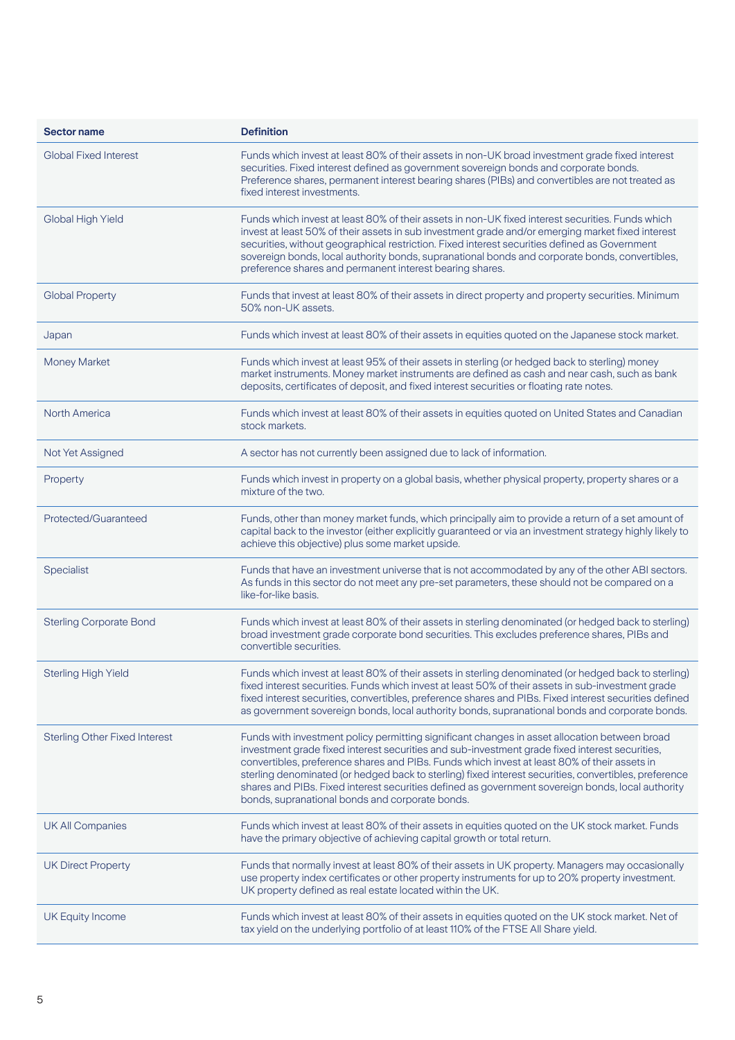| Sector name | Definition |
|---|---|
| Global Fixed Interest | Funds which invest at least 80% of their assets in non-UK broad investment grade fixed interest securities. Fixed interest defined as government sovereign bonds and corporate bonds. Preference shares, permanent interest bearing shares (PIBs) and convertibles are not treated as fixed interest investments. |
| Global High Yield | Funds which invest at least 80% of their assets in non-UK fixed interest securities. Funds which invest at least 50% of their assets in sub investment grade and/or emerging market fixed interest securities, without geographical restriction. Fixed interest securities defined as Government sovereign bonds, local authority bonds, supranational bonds and corporate bonds, convertibles, preference shares and permanent interest bearing shares. |
| Global Property | Funds that invest at least 80% of their assets in direct property and property securities. Minimum 50% non-UK assets. |
| Japan | Funds which invest at least 80% of their assets in equities quoted on the Japanese stock market. |
| Money Market | Funds which invest at least 95% of their assets in sterling (or hedged back to sterling) money market instruments. Money market instruments are defined as cash and near cash, such as bank deposits, certificates of deposit, and fixed interest securities or floating rate notes. |
| North America | Funds which invest at least 80% of their assets in equities quoted on United States and Canadian stock markets. |
| Not Yet Assigned | A sector has not currently been assigned due to lack of information. |
| Property | Funds which invest in property on a global basis, whether physical property, property shares or a mixture of the two. |
| Protected/Guaranteed | Funds, other than money market funds, which principally aim to provide a return of a set amount of capital back to the investor (either explicitly guaranteed or via an investment strategy highly likely to achieve this objective) plus some market upside. |
| Specialist | Funds that have an investment universe that is not accommodated by any of the other ABI sectors. As funds in this sector do not meet any pre-set parameters, these should not be compared on a like-for-like basis. |
| Sterling Corporate Bond | Funds which invest at least 80% of their assets in sterling denominated (or hedged back to sterling) broad investment grade corporate bond securities. This excludes preference shares, PIBs and convertible securities. |
| Sterling High Yield | Funds which invest at least 80% of their assets in sterling denominated (or hedged back to sterling) fixed interest securities. Funds which invest at least 50% of their assets in sub-investment grade fixed interest securities, convertibles, preference shares and PIBs. Fixed interest securities defined as government sovereign bonds, local authority bonds, supranational bonds and corporate bonds. |
| Sterling Other Fixed Interest | Funds with investment policy permitting significant changes in asset allocation between broad investment grade fixed interest securities and sub-investment grade fixed interest securities, convertibles, preference shares and PIBs. Funds which invest at least 80% of their assets in sterling denominated (or hedged back to sterling) fixed interest securities, convertibles, preference shares and PIBs. Fixed interest securities defined as government sovereign bonds, local authority bonds, supranational bonds and corporate bonds. |
| UK All Companies | Funds which invest at least 80% of their assets in equities quoted on the UK stock market. Funds have the primary objective of achieving capital growth or total return. |
| UK Direct Property | Funds that normally invest at least 80% of their assets in UK property. Managers may occasionally use property index certificates or other property instruments for up to 20% property investment. UK property defined as real estate located within the UK. |
| UK Equity Income | Funds which invest at least 80% of their assets in equities quoted on the UK stock market. Net of tax yield on the underlying portfolio of at least 110% of the FTSE All Share yield. |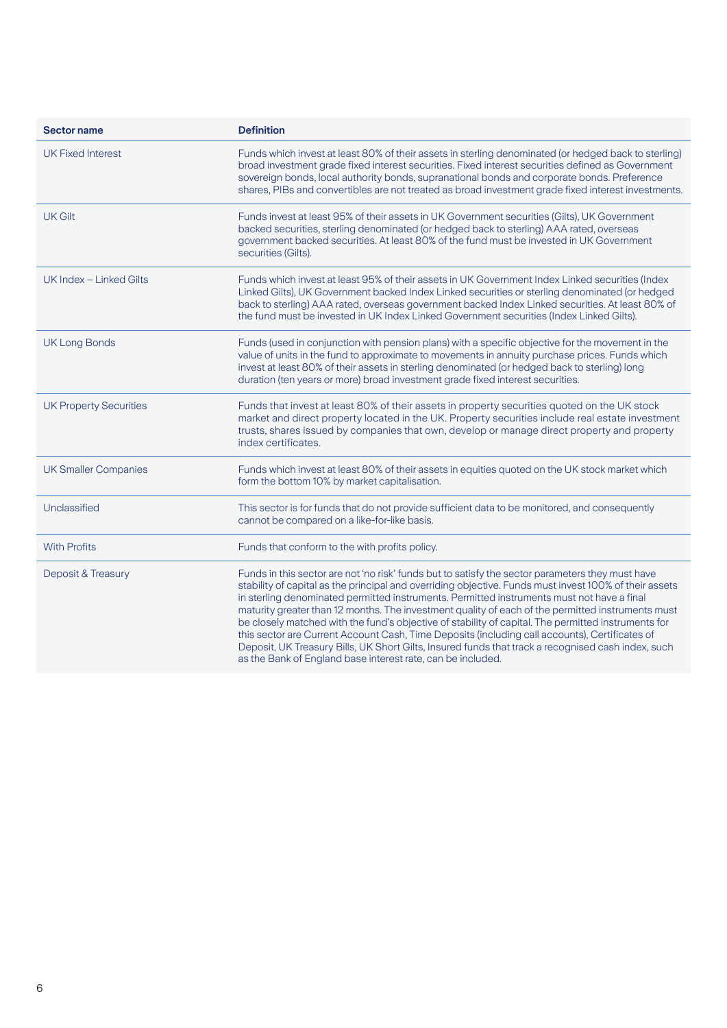| Sector name | Definition |
| --- | --- |
| UK Fixed Interest | Funds which invest at least 80% of their assets in sterling denominated (or hedged back to sterling) broad investment grade fixed interest securities. Fixed interest securities defined as Government sovereign bonds, local authority bonds, supranational bonds and corporate bonds. Preference shares, PIBs and convertibles are not treated as broad investment grade fixed interest investments. |
| UK Gilt | Funds invest at least 95% of their assets in UK Government securities (Gilts), UK Government backed securities, sterling denominated (or hedged back to sterling) AAA rated, overseas government backed securities. At least 80% of the fund must be invested in UK Government securities (Gilts). |
| UK Index – Linked Gilts | Funds which invest at least 95% of their assets in UK Government Index Linked securities (Index Linked Gilts), UK Government backed Index Linked securities or sterling denominated (or hedged back to sterling) AAA rated, overseas government backed Index Linked securities. At least 80% of the fund must be invested in UK Index Linked Government securities (Index Linked Gilts). |
| UK Long Bonds | Funds (used in conjunction with pension plans) with a specific objective for the movement in the value of units in the fund to approximate to movements in annuity purchase prices. Funds which invest at least 80% of their assets in sterling denominated (or hedged back to sterling) long duration (ten years or more) broad investment grade fixed interest securities. |
| UK Property Securities | Funds that invest at least 80% of their assets in property securities quoted on the UK stock market and direct property located in the UK. Property securities include real estate investment trusts, shares issued by companies that own, develop or manage direct property and property index certificates. |
| UK Smaller Companies | Funds which invest at least 80% of their assets in equities quoted on the UK stock market which form the bottom 10% by market capitalisation. |
| Unclassified | This sector is for funds that do not provide sufficient data to be monitored, and consequently cannot be compared on a like-for-like basis. |
| With Profits | Funds that conform to the with profits policy. |
| Deposit & Treasury | Funds in this sector are not 'no risk' funds but to satisfy the sector parameters they must have stability of capital as the principal and overriding objective. Funds must invest 100% of their assets in sterling denominated permitted instruments. Permitted instruments must not have a final maturity greater than 12 months. The investment quality of each of the permitted instruments must be closely matched with the fund's objective of stability of capital. The permitted instruments for this sector are Current Account Cash, Time Deposits (including call accounts), Certificates of Deposit, UK Treasury Bills, UK Short Gilts, Insured funds that track a recognised cash index, such as the Bank of England base interest rate, can be included. |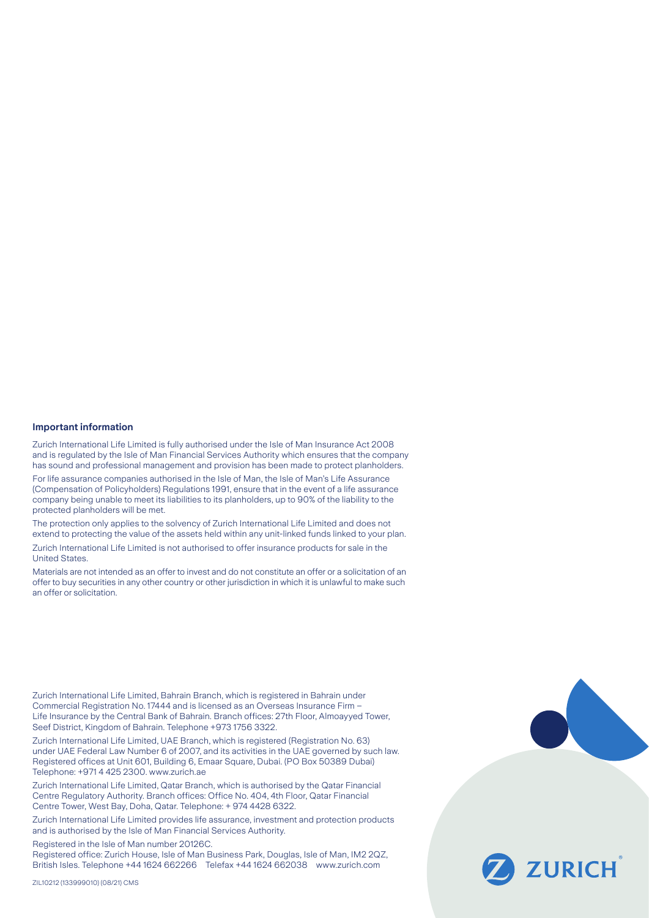**Important information**

Zurich International Life Limited is fully authorised under the Isle of Man Insurance Act 2008 and is regulated by the Isle of Man Financial Services Authority which ensures that the company has sound and professional management and provision has been made to protect planholders.

For life assurance companies authorised in the Isle of Man, the Isle of Man's Life Assurance (Compensation of Policyholders) Regulations 1991, ensure that in the event of a life assurance company being unable to meet its liabilities to its planholders, up to 90% of the liability to the protected planholders will be met.

The protection only applies to the solvency of Zurich International Life Limited and does not extend to protecting the value of the assets held within any unit-linked funds linked to your plan.

Zurich International Life Limited is not authorised to offer insurance products for sale in the United States.

Materials are not intended as an offer to invest and do not constitute an offer or a solicitation of an offer to buy securities in any other country or other jurisdiction in which it is unlawful to make such an offer or solicitation.

Zurich International Life Limited, Bahrain Branch, which is registered in Bahrain under Commercial Registration No. 17444 and is licensed as an Overseas Insurance Firm – Life Insurance by the Central Bank of Bahrain. Branch offices: 27th Floor, Almoayyed Tower, Seef District, Kingdom of Bahrain. Telephone +973 1756 3322.

Zurich International Life Limited, UAE Branch, which is registered (Registration No. 63) under UAE Federal Law Number 6 of 2007, and its activities in the UAE governed by such law. Registered offices at Unit 601, Building 6, Emaar Square, Dubai. (PO Box 50389 Dubai) Telephone: +971 4 425 2300. www.zurich.ae

Zurich International Life Limited, Qatar Branch, which is authorised by the Qatar Financial Centre Regulatory Authority. Branch offices: Office No. 404, 4th Floor, Qatar Financial Centre Tower, West Bay, Doha, Qatar. Telephone: + 974 4428 6322.

Zurich International Life Limited provides life assurance, investment and protection products and is authorised by the Isle of Man Financial Services Authority.

Registered in the Isle of Man number 20126C.
Registered office: Zurich House, Isle of Man Business Park, Douglas, Isle of Man, IM2 2QZ, British Isles. Telephone +44 1624 662266 Telefax +44 1624 662038 www.zurich.com

ZURICH®

ZIL10212 (133999010) (08/21) CMS